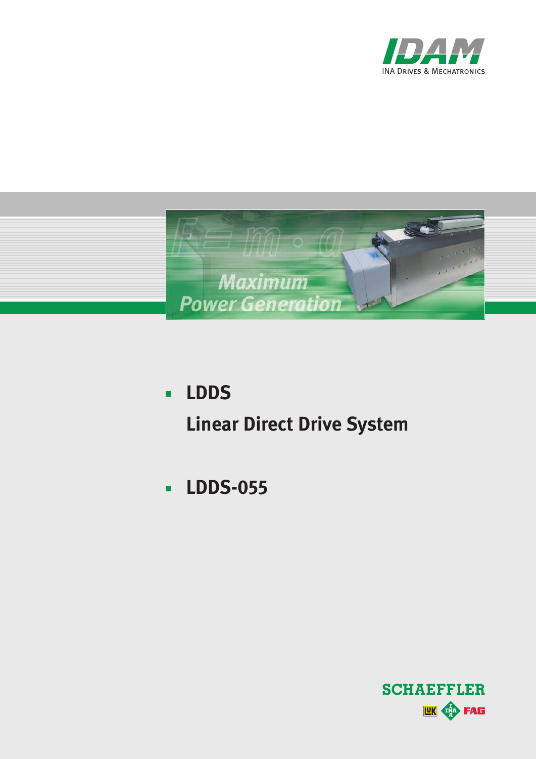IDAM

INA Drives & Mechatronics

Maximum Power Generation

- **LDDS**

  **Linear Direct Drive System**

- **LDDS-055**

SCHAEFFLER

LuK INA FAG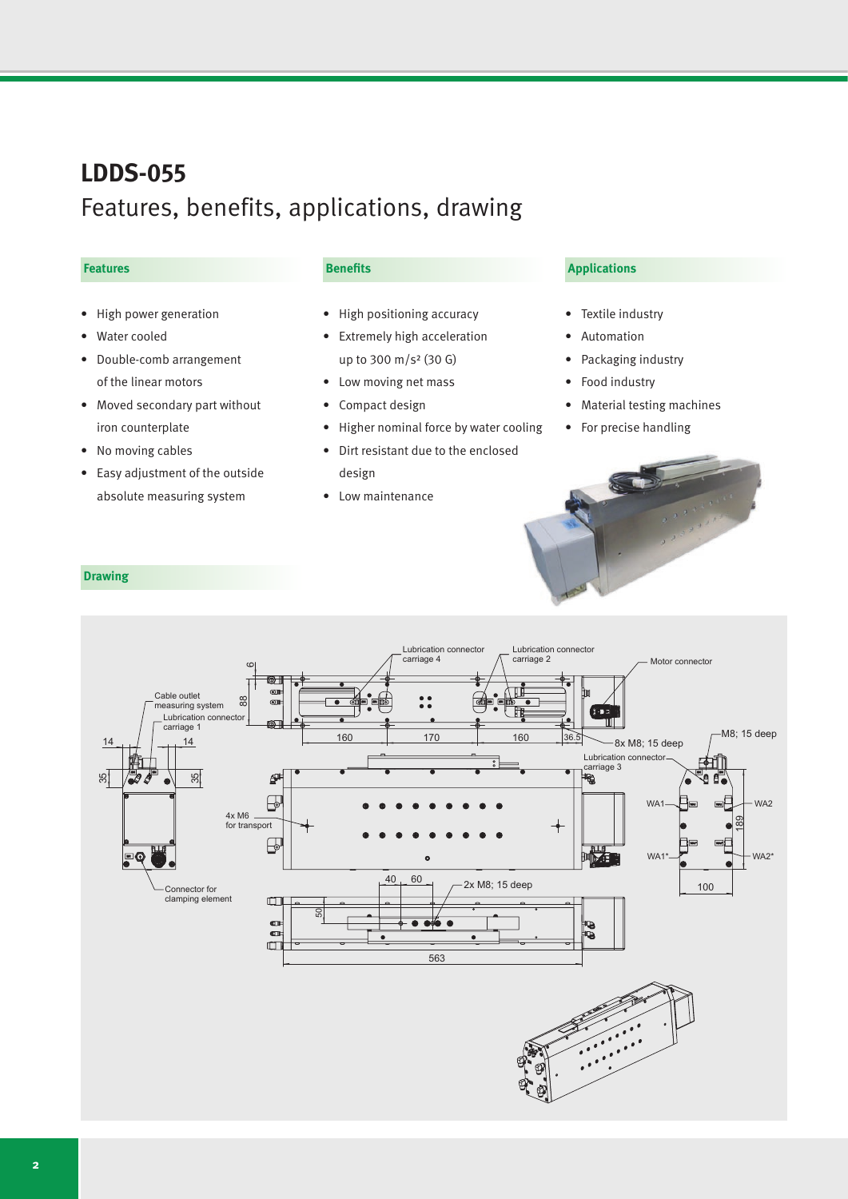# LDDS-055

## Features, benefits, applications, drawing

### Features

- High power generation
- Water cooled
- Double-comb arrangement of the linear motors
- Moved secondary part without iron counterplate
- No moving cables
- Easy adjustment of the outside absolute measuring system

### Benefits

- High positioning accuracy
- Extremely high acceleration up to 300 m/s² (30 G)
- Low moving net mass
- Compact design
- Higher nominal force by water cooling
- Dirt resistant due to the enclosed design
- Low maintenance

### Applications

- Textile industry
- Automation
- Packaging industry
- Food industry
- Material testing machines
- For precise handling

### Drawing

Lubrication connector carriage 4
Lubrication connector carriage 2
Motor connector
Cable outlet measuring system
Lubrication connector carriage 1
Lubrication connector carriage 3
4x M6 for transport
Connector for clamping element
8x M8; 15 deep
M8; 15 deep
2x M8; 15 deep
WA1, WA2, WA1*, WA2*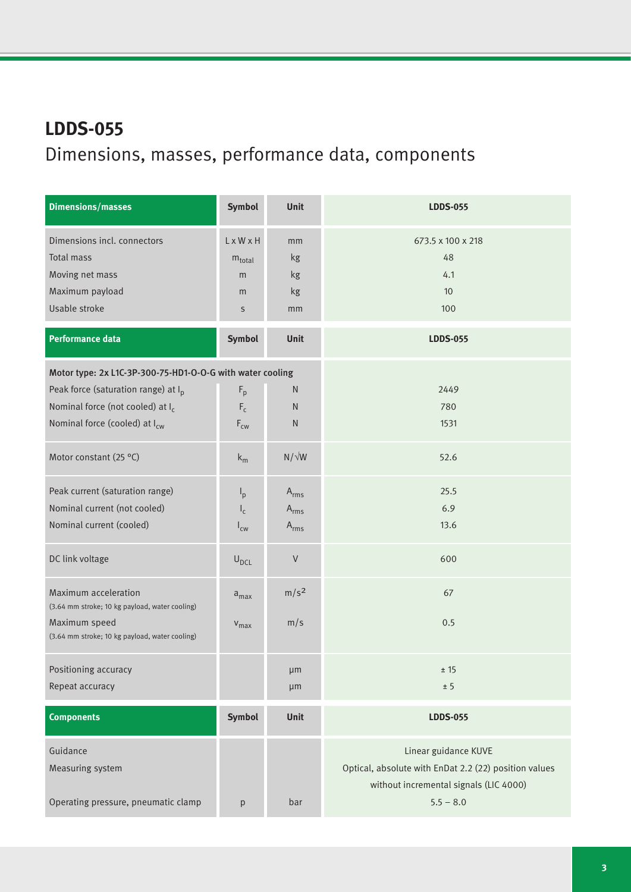# LDDS-055

## Dimensions, masses, performance data, components

| Dimensions/masses | Symbol | Unit | LDDS-055 |
|---|---|---|---|
| Dimensions incl. connectors | L x W x H | mm | 673.5 x 100 x 218 |
| Total mass | $m_{total}$ | kg | 48 |
| Moving net mass | m | kg | 4.1 |
| Maximum payload | m | kg | 10 |
| Usable stroke | s | mm | 100 |

| Performance data | Symbol | Unit | LDDS-055 |
|---|---|---|---|
| **Motor type: 2x L1C-3P-300-75-HD1-O-O-G with water cooling** | | | |
| Peak force (saturation range) at $I_p$ | $F_p$ | N | 2449 |
| Nominal force (not cooled) at $I_c$ | $F_c$ | N | 780 |
| Nominal force (cooled) at $I_{cw}$ | $F_{cw}$ | N | 1531 |
| Motor constant (25 °C) | $k_m$ | N/√W | 52.6 |
| Peak current (saturation range) | $I_p$ | $A_{rms}$ | 25.5 |
| Nominal current (not cooled) | $I_c$ | $A_{rms}$ | 6.9 |
| Nominal current (cooled) | $I_{cw}$ | $A_{rms}$ | 13.6 |
| DC link voltage | $U_{DCL}$ | V | 600 |
| Maximum acceleration (3.64 mm stroke; 10 kg payload, water cooling) | $a_{max}$ | $m/s^2$ | 67 |
| Maximum speed (3.64 mm stroke; 10 kg payload, water cooling) | $v_{max}$ | m/s | 0.5 |
| Positioning accuracy | | µm | ± 15 |
| Repeat accuracy | | µm | ± 5 |

| Components | Symbol | Unit | LDDS-055 |
|---|---|---|---|
| Guidance | | | Linear guidance KUVE |
| Measuring system | | | Optical, absolute with EnDat 2.2 (22) position values without incremental signals (LIC 4000) |
| Operating pressure, pneumatic clamp | p | bar | 5.5 – 8.0 |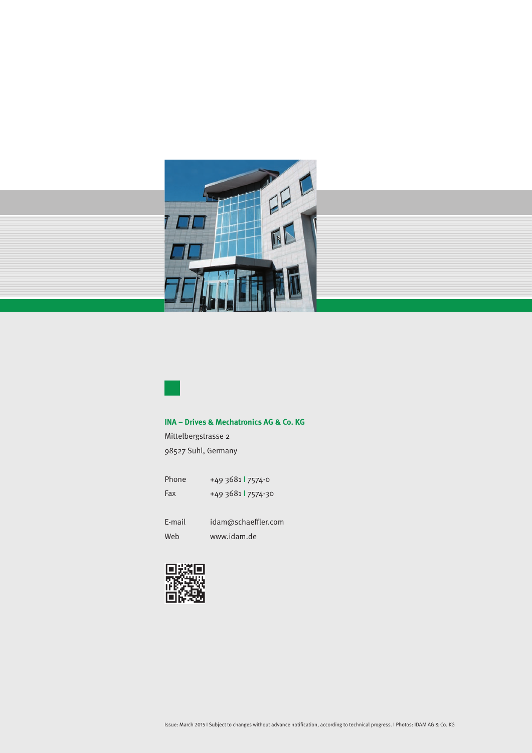**INA – Drives & Mechatronics AG & Co. KG**

Mittelbergstrasse 2

98527 Suhl, Germany

| | |
|---|---|
| Phone | +49 3681 I 7574-0 |
| Fax | +49 3681 I 7574-30 |
| E-mail | idam@schaeffler.com |
| Web | www.idam.de |

Issue: March 2015 I Subject to changes without advance notification, according to technical progress. I Photos: IDAM AG & Co. KG